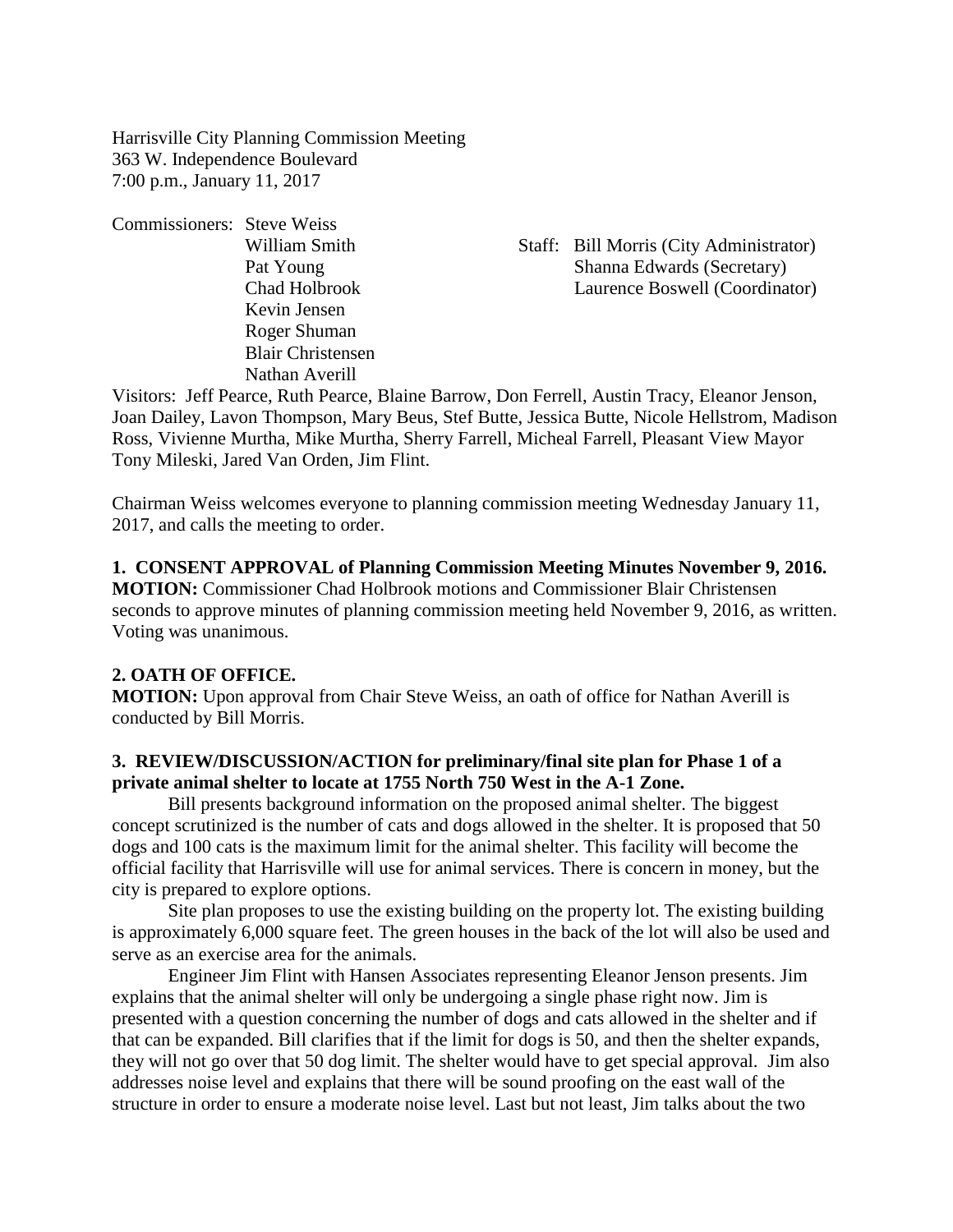Harrisville City Planning Commission Meeting
363 W. Independence Boulevard
7:00 p.m., January 11, 2017

Commissioners: Steve Weiss
William Smith
Pat Young
Chad Holbrook
Kevin Jensen
Roger Shuman
Blair Christensen
Nathan Averill

Staff: Bill Morris (City Administrator)
Shanna Edwards (Secretary)
Laurence Boswell (Coordinator)

Visitors: Jeff Pearce, Ruth Pearce, Blaine Barrow, Don Ferrell, Austin Tracy, Eleanor Jenson, Joan Dailey, Lavon Thompson, Mary Beus, Stef Butte, Jessica Butte, Nicole Hellstrom, Madison Ross, Vivienne Murtha, Mike Murtha, Sherry Farrell, Micheal Farrell, Pleasant View Mayor Tony Mileski, Jared Van Orden, Jim Flint.

Chairman Weiss welcomes everyone to planning commission meeting Wednesday January 11, 2017, and calls the meeting to order.

**1. CONSENT APPROVAL of Planning Commission Meeting Minutes November 9, 2016.**
**MOTION:** Commissioner Chad Holbrook motions and Commissioner Blair Christensen seconds to approve minutes of planning commission meeting held November 9, 2016, as written. Voting was unanimous.

**2. OATH OF OFFICE.**
**MOTION:** Upon approval from Chair Steve Weiss, an oath of office for Nathan Averill is conducted by Bill Morris.

**3. REVIEW/DISCUSSION/ACTION for preliminary/final site plan for Phase 1 of a private animal shelter to locate at 1755 North 750 West in the A-1 Zone.**

Bill presents background information on the proposed animal shelter. The biggest concept scrutinized is the number of cats and dogs allowed in the shelter. It is proposed that 50 dogs and 100 cats is the maximum limit for the animal shelter. This facility will become the official facility that Harrisville will use for animal services. There is concern in money, but the city is prepared to explore options.

Site plan proposes to use the existing building on the property lot. The existing building is approximately 6,000 square feet. The green houses in the back of the lot will also be used and serve as an exercise area for the animals.

Engineer Jim Flint with Hansen Associates representing Eleanor Jenson presents. Jim explains that the animal shelter will only be undergoing a single phase right now. Jim is presented with a question concerning the number of dogs and cats allowed in the shelter and if that can be expanded. Bill clarifies that if the limit for dogs is 50, and then the shelter expands, they will not go over that 50 dog limit. The shelter would have to get special approval. Jim also addresses noise level and explains that there will be sound proofing on the east wall of the structure in order to ensure a moderate noise level. Last but not least, Jim talks about the two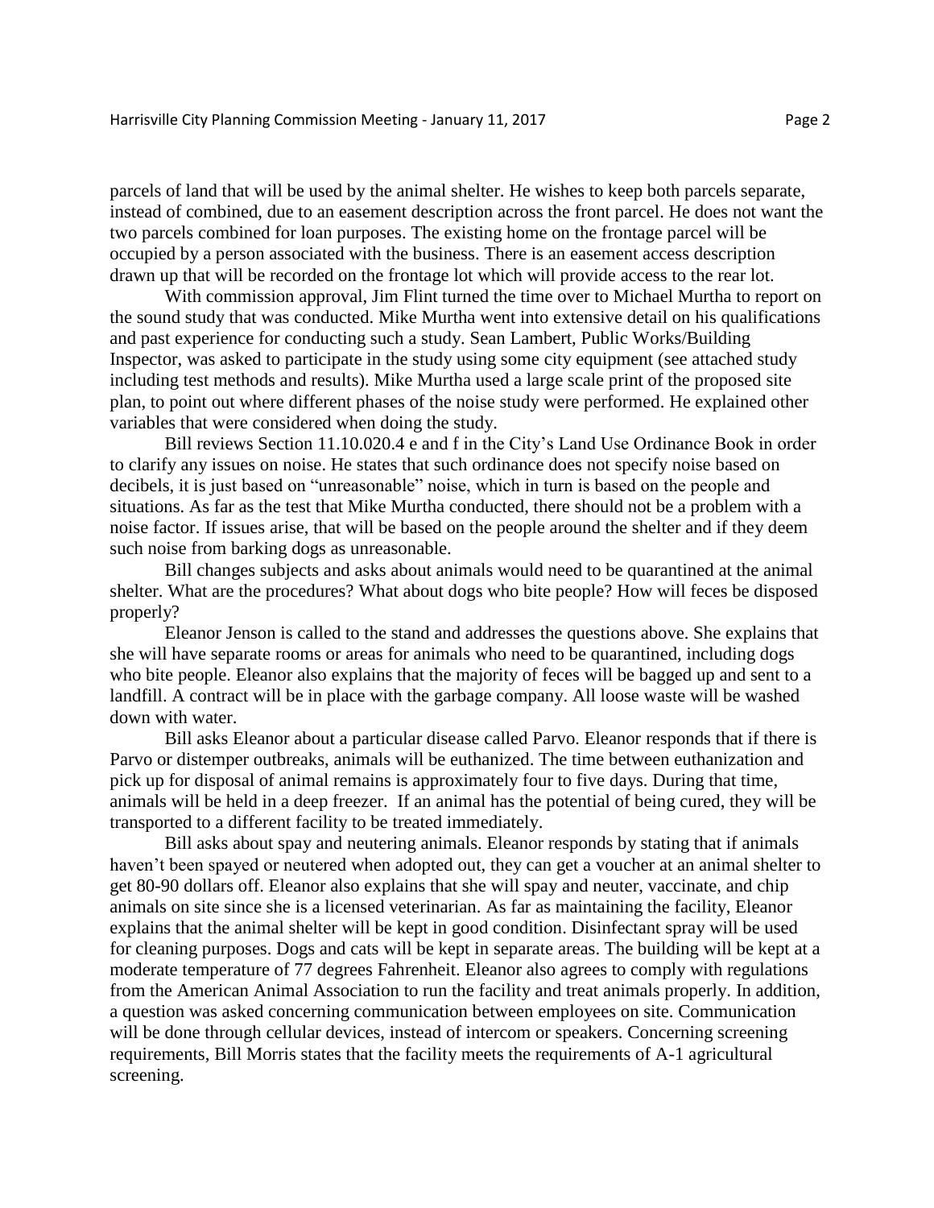parcels of land that will be used by the animal shelter. He wishes to keep both parcels separate, instead of combined, due to an easement description across the front parcel. He does not want the two parcels combined for loan purposes. The existing home on the frontage parcel will be occupied by a person associated with the business. There is an easement access description drawn up that will be recorded on the frontage lot which will provide access to the rear lot.

With commission approval, Jim Flint turned the time over to Michael Murtha to report on the sound study that was conducted. Mike Murtha went into extensive detail on his qualifications and past experience for conducting such a study. Sean Lambert, Public Works/Building Inspector, was asked to participate in the study using some city equipment (see attached study including test methods and results). Mike Murtha used a large scale print of the proposed site plan, to point out where different phases of the noise study were performed. He explained other variables that were considered when doing the study.

Bill reviews Section 11.10.020.4 e and f in the City's Land Use Ordinance Book in order to clarify any issues on noise. He states that such ordinance does not specify noise based on decibels, it is just based on "unreasonable" noise, which in turn is based on the people and situations. As far as the test that Mike Murtha conducted, there should not be a problem with a noise factor. If issues arise, that will be based on the people around the shelter and if they deem such noise from barking dogs as unreasonable.

Bill changes subjects and asks about animals would need to be quarantined at the animal shelter. What are the procedures? What about dogs who bite people? How will feces be disposed properly?

Eleanor Jenson is called to the stand and addresses the questions above. She explains that she will have separate rooms or areas for animals who need to be quarantined, including dogs who bite people. Eleanor also explains that the majority of feces will be bagged up and sent to a landfill. A contract will be in place with the garbage company. All loose waste will be washed down with water.

Bill asks Eleanor about a particular disease called Parvo. Eleanor responds that if there is Parvo or distemper outbreaks, animals will be euthanized. The time between euthanization and pick up for disposal of animal remains is approximately four to five days. During that time, animals will be held in a deep freezer. If an animal has the potential of being cured, they will be transported to a different facility to be treated immediately.

Bill asks about spay and neutering animals. Eleanor responds by stating that if animals haven't been spayed or neutered when adopted out, they can get a voucher at an animal shelter to get 80-90 dollars off. Eleanor also explains that she will spay and neuter, vaccinate, and chip animals on site since she is a licensed veterinarian. As far as maintaining the facility, Eleanor explains that the animal shelter will be kept in good condition. Disinfectant spray will be used for cleaning purposes. Dogs and cats will be kept in separate areas. The building will be kept at a moderate temperature of 77 degrees Fahrenheit. Eleanor also agrees to comply with regulations from the American Animal Association to run the facility and treat animals properly. In addition, a question was asked concerning communication between employees on site. Communication will be done through cellular devices, instead of intercom or speakers. Concerning screening requirements, Bill Morris states that the facility meets the requirements of A-1 agricultural screening.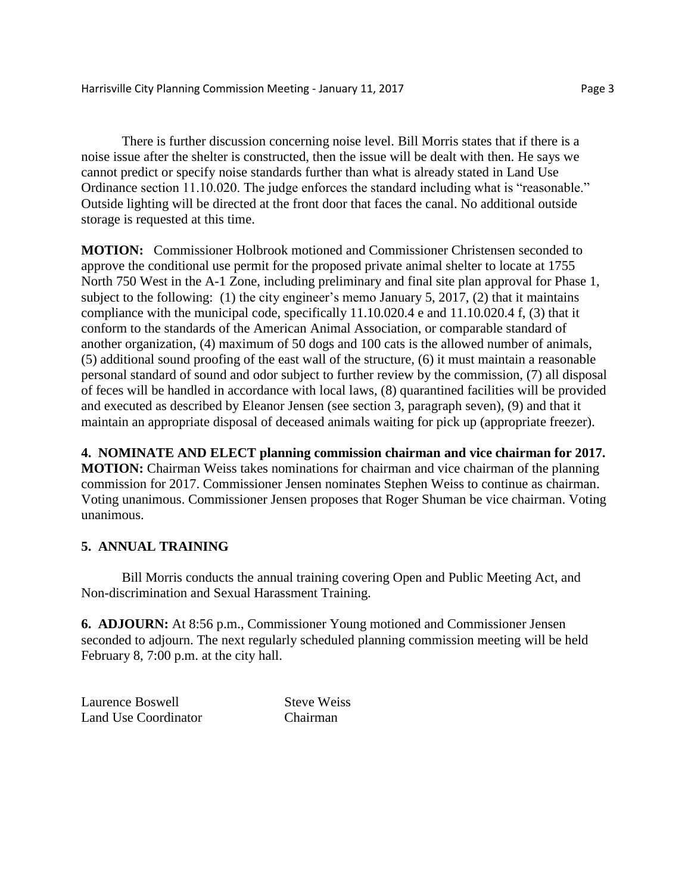There is further discussion concerning noise level. Bill Morris states that if there is a noise issue after the shelter is constructed, then the issue will be dealt with then. He says we cannot predict or specify noise standards further than what is already stated in Land Use Ordinance section 11.10.020. The judge enforces the standard including what is "reasonable." Outside lighting will be directed at the front door that faces the canal. No additional outside storage is requested at this time.

**MOTION:** Commissioner Holbrook motioned and Commissioner Christensen seconded to approve the conditional use permit for the proposed private animal shelter to locate at 1755 North 750 West in the A-1 Zone, including preliminary and final site plan approval for Phase 1, subject to the following: (1) the city engineer's memo January 5, 2017, (2) that it maintains compliance with the municipal code, specifically 11.10.020.4 e and 11.10.020.4 f, (3) that it conform to the standards of the American Animal Association, or comparable standard of another organization, (4) maximum of 50 dogs and 100 cats is the allowed number of animals, (5) additional sound proofing of the east wall of the structure, (6) it must maintain a reasonable personal standard of sound and odor subject to further review by the commission, (7) all disposal of feces will be handled in accordance with local laws, (8) quarantined facilities will be provided and executed as described by Eleanor Jensen (see section 3, paragraph seven), (9) and that it maintain an appropriate disposal of deceased animals waiting for pick up (appropriate freezer).

**4. NOMINATE AND ELECT planning commission chairman and vice chairman for 2017.**
**MOTION:** Chairman Weiss takes nominations for chairman and vice chairman of the planning commission for 2017. Commissioner Jensen nominates Stephen Weiss to continue as chairman. Voting unanimous. Commissioner Jensen proposes that Roger Shuman be vice chairman. Voting unanimous.

**5. ANNUAL TRAINING**

Bill Morris conducts the annual training covering Open and Public Meeting Act, and Non-discrimination and Sexual Harassment Training.

**6. ADJOURN:** At 8:56 p.m., Commissioner Young motioned and Commissioner Jensen seconded to adjourn. The next regularly scheduled planning commission meeting will be held February 8, 7:00 p.m. at the city hall.

Laurence Boswell — Land Use Coordinator

Steve Weiss — Chairman